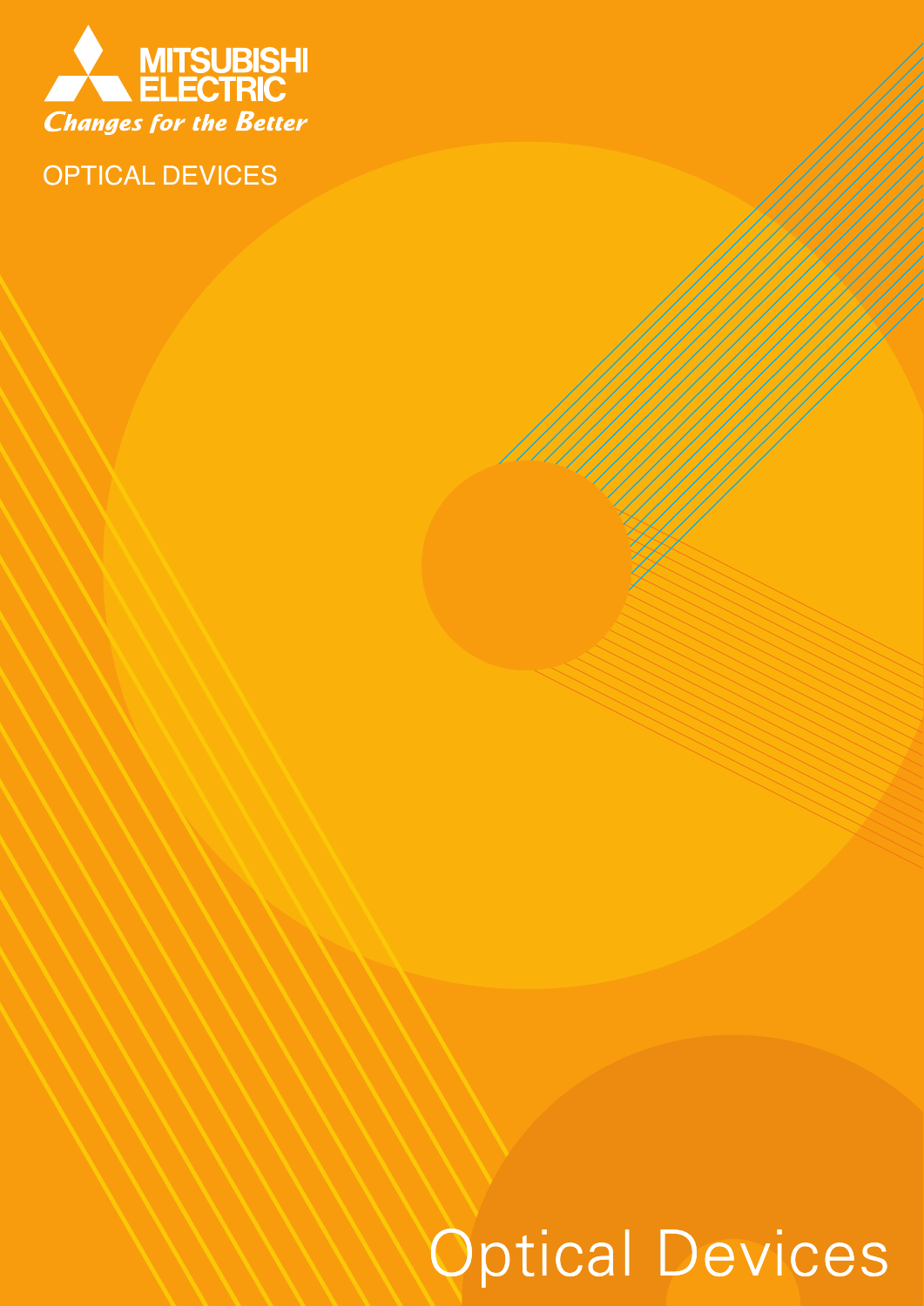MITSUBISHI ELECTRIC

*Changes for the Better*

OPTICAL DEVICES

# Optical Devices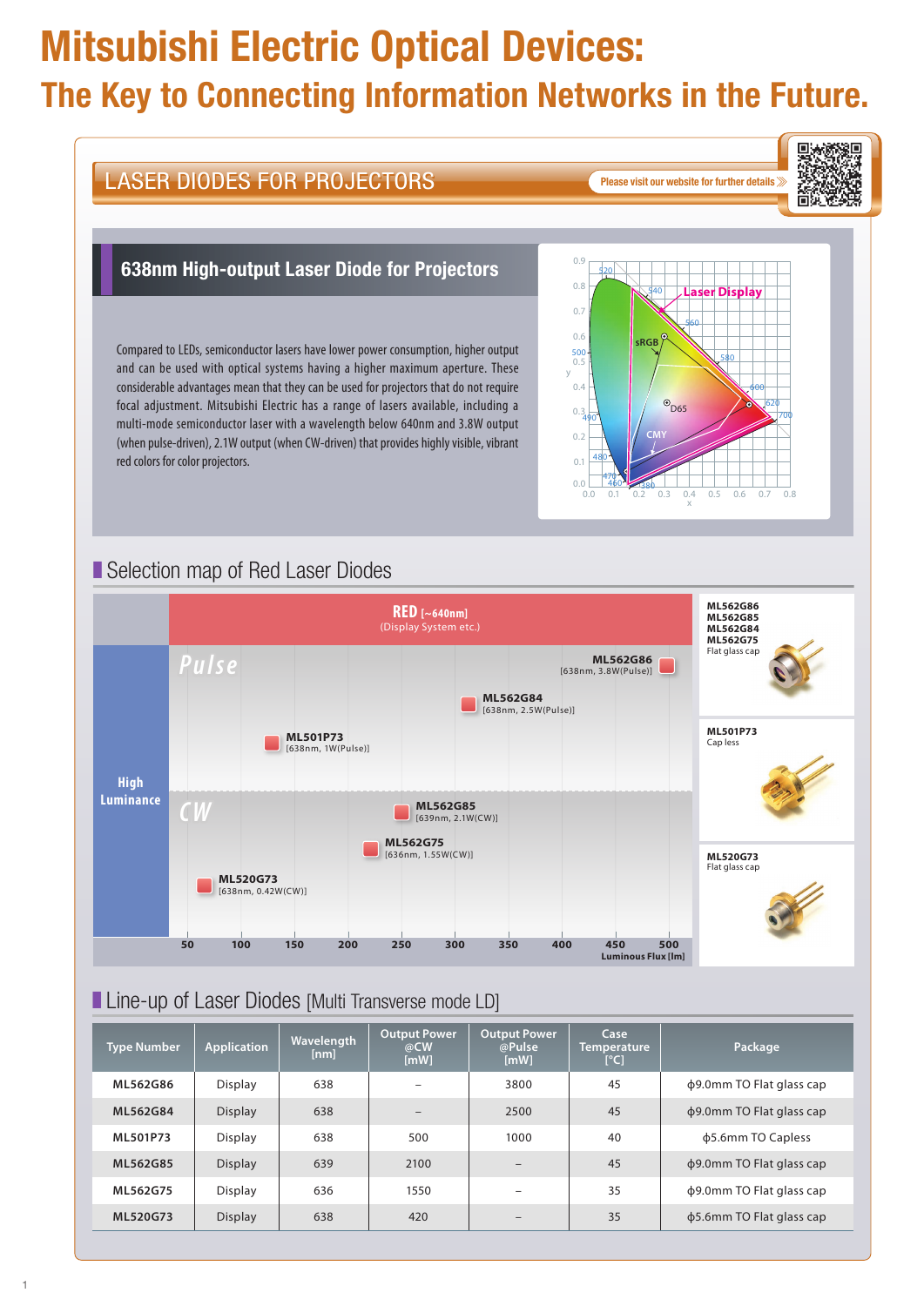# Mitsubishi Electric Optical Devices:

## The Key to Connecting Information Networks in the Future.

## LASER DIODES FOR PROJECTORS

Please visit our website for further details

### 638nm High-output Laser Diode for Projectors

Compared to LEDs, semiconductor lasers have lower power consumption, higher output and can be used with optical systems having a higher maximum aperture. These considerable advantages mean that they can be used for projectors that do not require focal adjustment. Mitsubishi Electric has a range of lasers available, including a multi-mode semiconductor laser with a wavelength below 640nm and 3.8W output (when pulse-driven), 2.1W output (when CW-driven) that provides highly visible, vibrant red colors for color projectors.

### Selection map of Red Laser Diodes

RED [~640nm] (Display System etc.)

High Luminance

**Pulse**

- ML562G86 [638nm, 3.8W(Pulse)]
- ML562G84 [638nm, 2.5W(Pulse)]
- ML501P73 [638nm, 1W(Pulse)]

**CW**

- ML562G85 [639nm, 2.1W(CW)]
- ML562G75 [636nm, 1.55W(CW)]
- ML520G73 [638nm, 0.42W(CW)]

Luminous Flux [lm]: 50, 100, 150, 200, 250, 300, 350, 400, 450, 500

- ML562G86, ML562G85, ML562G84, ML562G75 — Flat glass cap
- ML501P73 — Cap less
- ML520G73 — Flat glass cap

### Line-up of Laser Diodes [Multi Transverse mode LD]

| Type Number | Application | Wavelength [nm] | Output Power @CW [mW] | Output Power @Pulse [mW] | Case Temperature [°C] | Package |
|---|---|---|---|---|---|---|
| ML562G86 | Display | 638 | – | 3800 | 45 | ϕ9.0mm TO Flat glass cap |
| ML562G84 | Display | 638 | – | 2500 | 45 | ϕ9.0mm TO Flat glass cap |
| ML501P73 | Display | 638 | 500 | 1000 | 40 | ϕ5.6mm TO Capless |
| ML562G85 | Display | 639 | 2100 | – | 45 | ϕ9.0mm TO Flat glass cap |
| ML562G75 | Display | 636 | 1550 | – | 35 | ϕ9.0mm TO Flat glass cap |
| ML520G73 | Display | 638 | 420 | – | 35 | ϕ5.6mm TO Flat glass cap |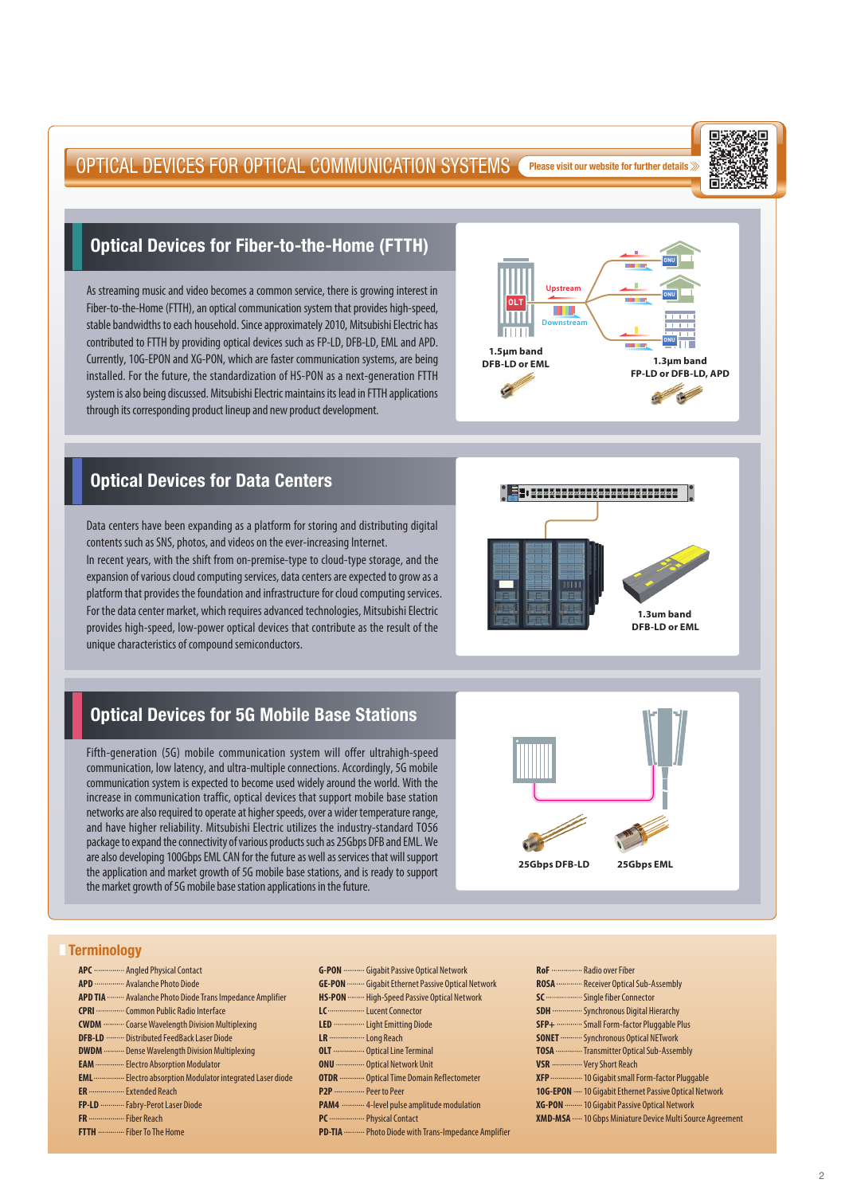# OPTICAL DEVICES FOR OPTICAL COMMUNICATION SYSTEMS

Please visit our website for further details

## Optical Devices for Fiber-to-the-Home (FTTH)

As streaming music and video becomes a common service, there is growing interest in Fiber-to-the-Home (FTTH), an optical communication system that provides high-speed, stable bandwidths to each household. Since approximately 2010, Mitsubishi Electric has contributed to FTTH by providing optical devices such as FP-LD, DFB-LD, EML and APD. Currently, 10G-EPON and XG-PON, which are faster communication systems, are being installed. For the future, the standardization of HS-PON as a next-generation FTTH system is also being discussed. Mitsubishi Electric maintains its lead in FTTH applications through its corresponding product lineup and new product development.

OLT — Upstream — Downstream — ONU

1.5μm band DFB-LD or EML

1.3μm band FP-LD or DFB-LD, APD

## Optical Devices for Data Centers

Data centers have been expanding as a platform for storing and distributing digital contents such as SNS, photos, and videos on the ever-increasing Internet.
In recent years, with the shift from on-premise-type to cloud-type storage, and the expansion of various cloud computing services, data centers are expected to grow as a platform that provides the foundation and infrastructure for cloud computing services.
For the data center market, which requires advanced technologies, Mitsubishi Electric provides high-speed, low-power optical devices that contribute as the result of the unique characteristics of compound semiconductors.

1.3um band DFB-LD or EML

## Optical Devices for 5G Mobile Base Stations

Fifth-generation (5G) mobile communication system will offer ultrahigh-speed communication, low latency, and ultra-multiple connections. Accordingly, 5G mobile communication system is expected to become used widely around the world. With the increase in communication traffic, optical devices that support mobile base station networks are also required to operate at higher speeds, over a wider temperature range, and have higher reliability. Mitsubishi Electric utilizes the industry-standard TO56 package to expand the connectivity of various products such as 25Gbps DFB and EML. We are also developing 100Gbps EML CAN for the future as well as services that will support the application and market growth of 5G mobile base stations, and is ready to support the market growth of 5G mobile base station applications in the future.

25Gbps DFB-LD　25Gbps EML

## Terminology

- **APC** ······ Angled Physical Contact
- **APD** ······ Avalanche Photo Diode
- **APD TIA** ······ Avalanche Photo Diode Trans Impedance Amplifier
- **CPRI** ······ Common Public Radio Interface
- **CWDM** ······ Coarse Wavelength Division Multiplexing
- **DFB-LD** ······ Distributed FeedBack Laser Diode
- **DWDM** ······ Dense Wavelength Division Multiplexing
- **EAM** ······ Electro Absorption Modulator
- **EML** ······ Electro absorption Modulator integrated Laser diode
- **ER** ······ Extended Reach
- **FP-LD** ······ Fabry-Perot Laser Diode
- **FR** ······ Fiber Reach
- **FTTH** ······ Fiber To The Home
- **G-PON** ······ Gigabit Passive Optical Network
- **GE-PON** ······ Gigabit Ethernet Passive Optical Network
- **HS-PON** ······ High-Speed Passive Optical Network
- **LC** ······ Lucent Connector
- **LED** ······ Light Emitting Diode
- **LR** ······ Long Reach
- **OLT** ······ Optical Line Terminal
- **ONU** ······ Optical Network Unit
- **OTDR** ······ Optical Time Domain Reflectometer
- **P2P** ······ Peer to Peer
- **PAM4** ······ 4-level pulse amplitude modulation
- **PC** ······ Physical Contact
- **PD-TIA** ······ Photo Diode with Trans-Impedance Amplifier
- **RoF** ······ Radio over Fiber
- **ROSA** ······ Receiver Optical Sub-Assembly
- **SC** ······ Single fiber Connector
- **SDH** ······ Synchronous Digital Hierarchy
- **SFP+** ······ Small Form-factor Pluggable Plus
- **SONET** ······ Synchronous Optical NETwork
- **TOSA** ······ Transmitter Optical Sub-Assembly
- **VSR** ······ Very Short Reach
- **XFP** ······ 10 Gigabit small Form-factor Pluggable
- **10G-EPON** ······ 10 Gigabit Ethernet Passive Optical Network
- **XG-PON** ······ 10 Gigabit Passive Optical Network
- **XMD-MSA** ······ 10 Gbps Miniature Device Multi Source Agreement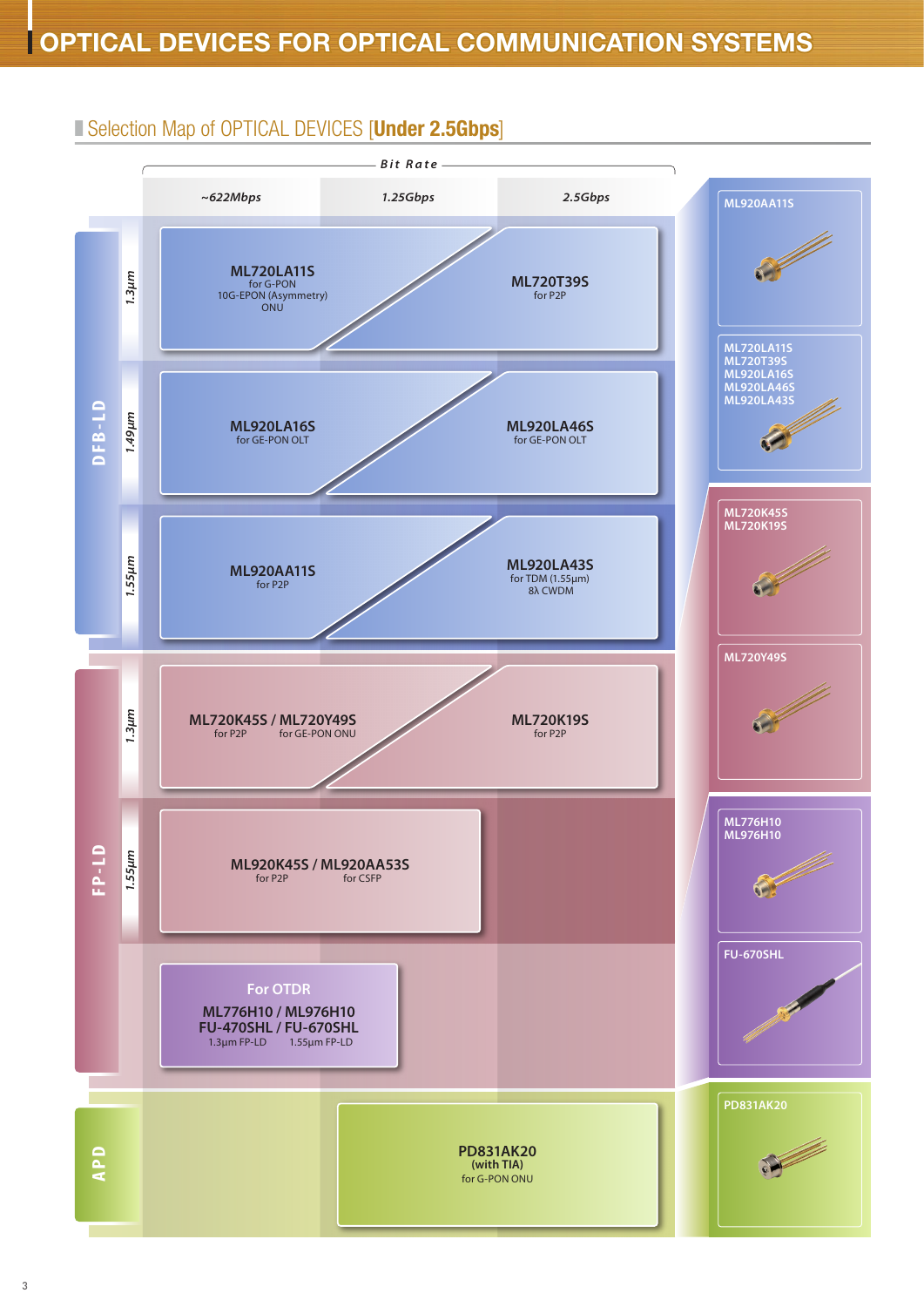# OPTICAL DEVICES FOR OPTICAL COMMUNICATION SYSTEMS

## Selection Map of OPTICAL DEVICES [**Under 2.5Gbps**]

| Type | Wavelength | ~622Mbps / 1.25Gbps (lower) | 1.25Gbps / 2.5Gbps (upper) |
|---|---|---|---|
| DFB-LD | 1.3μm | **ML720LA11S** for G-PON 10G-EPON (Asymmetry) ONU | **ML720T39S** for P2P |
| DFB-LD | 1.49μm | **ML920LA16S** for GE-PON OLT | **ML920LA46S** for GE-PON OLT |
| DFB-LD | 1.55μm | **ML920AA11S** for P2P | **ML920LA43S** for TDM (1.55μm) 8λ CWDM |
| FP-LD | 1.3μm | **ML720K45S / ML720Y49S** for P2P / for GE-PON ONU | **ML720K19S** for P2P |
| FP-LD | 1.55μm | **ML920K45S / ML920AA53S** for P2P / for CSFP | |
| FP-LD | | For OTDR: **ML776H10 / ML976H10** **FU-470SHL / FU-670SHL** 1.3μm FP-LD / 1.55μm FP-LD | |
| APD | | **PD831AK20** (with TIA) for G-PON ONU | |

Product packages:

- ML920AA11S
- ML720LA11S, ML720T39S, ML920LA16S, ML920LA46S, ML920LA43S
- ML720K45S, ML720K19S
- ML720Y49S
- ML776H10, ML976H10
- FU-670SHL
- PD831AK20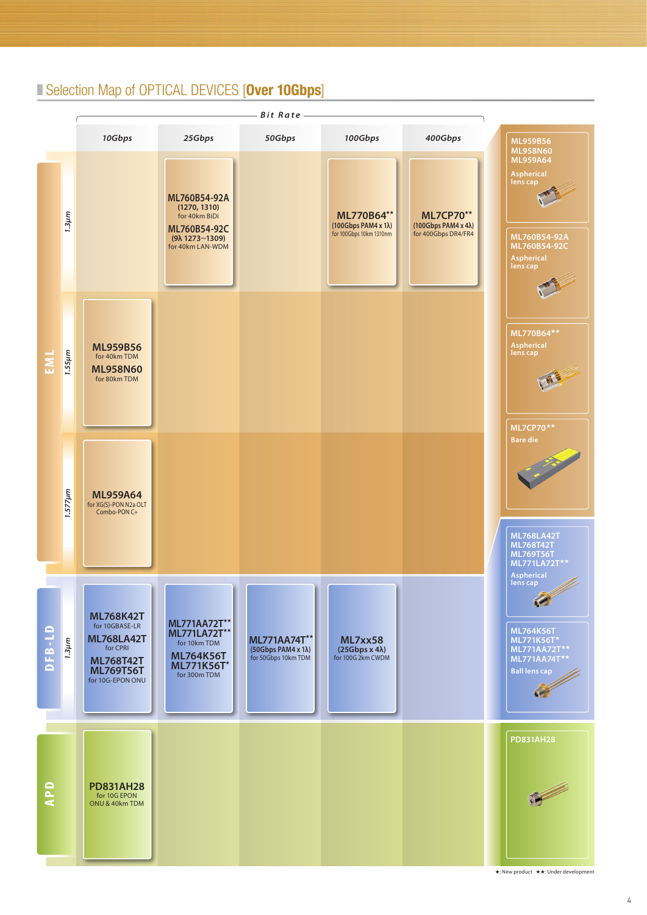## Selection Map of OPTICAL DEVICES [**Over 10Gbps**]

*Bit Rate*

| | | 10Gbps | 25Gbps | 50Gbps | 100Gbps | 400Gbps |
|---|---|---|---|---|---|---|
| EML | 1.3μm | | **ML760B54-92A** (1270, 1310) for 40km BiDi<br>**ML760B54-92C** (9λ 1273~1309) for 40km LAN-WDM | | **ML770B64**\*\* (100Gbps PAM4 x 1λ) for 100Gbps 10km 1310nm | **ML7CP70**\*\* (100Gbps PAM4 x 4λ) for 400Gbps DR4/FR4 |
| | 1.55μm | **ML959B56** for 40km TDM<br>**ML958N60** for 80km TDM | | | | |
| | 1.577μm | **ML959A64** for XG(S)-PON N2a OLT Combo-PON C+ | | | | |
| DFB-LD | 1.3μm | **ML768K42T** for 10GBASE-LR<br>**ML768LA42T** for CPRI<br>**ML768T42T**<br>**ML769T56T** for 10G-EPON ONU | **ML771AA72T**\*\*<br>**ML771LA72T**\*\* for 10km TDM<br>**ML764K56T**<br>**ML771K56T**\* for 300m TDM | **ML771AA74T**\*\* (50Gbps PAM4 x 1λ) for 50Gbps 10km TDM | **ML7xx58** (25Gbps x 4λ) for 100G 2km CWDM | |
| APD | | **PD831AH28** for 10G EPON ONU & 40km TDM | | | | |

**Package types:**

- ML959B56, ML958N60, ML959A64 — Aspherical lens cap
- ML760B54-92A, ML760B54-92C — Aspherical lens cap
- ML770B64\*\* — Aspherical lens cap
- ML7CP70\*\* — Bare die
- ML768LA42T, ML768T42T, ML769T56T, ML771LA72T\*\* — Aspherical lens cap
- ML764K56T, ML771K56T\*, ML771AA72T\*\*, ML771AA74T\*\* — Ball lens cap
- PD831AH28

★: New product ★★: Under development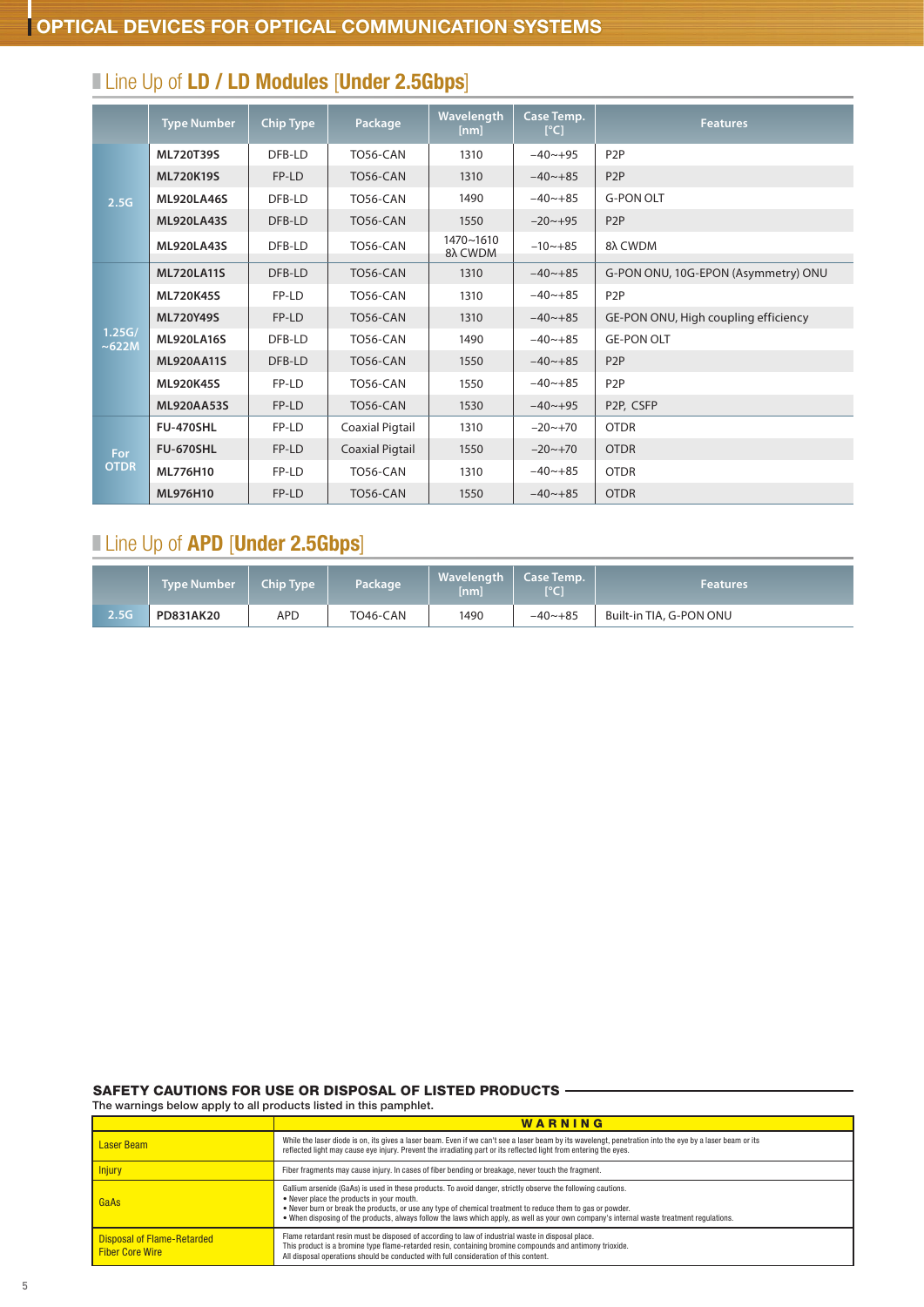## Line Up of LD / LD Modules [Under 2.5Gbps]

| | Type Number | Chip Type | Package | Wavelength [nm] | Case Temp. [°C] | Features |
|---|---|---|---|---|---|---|
| 2.5G | **ML720T39S** | DFB-LD | TO56-CAN | 1310 | −40~+95 | P2P |
| | **ML720K19S** | FP-LD | TO56-CAN | 1310 | −40~+85 | P2P |
| | **ML920LA46S** | DFB-LD | TO56-CAN | 1490 | −40~+85 | G-PON OLT |
| | **ML920LA43S** | DFB-LD | TO56-CAN | 1550 | −20~+95 | P2P |
| | **ML920LA43S** | DFB-LD | TO56-CAN | 1470~1610 8λ CWDM | −10~+85 | 8λ CWDM |
| 1.25G/ ~622M | **ML720LA11S** | DFB-LD | TO56-CAN | 1310 | −40~+85 | G-PON ONU, 10G-EPON (Asymmetry) ONU |
| | **ML720K45S** | FP-LD | TO56-CAN | 1310 | −40~+85 | P2P |
| | **ML720Y49S** | FP-LD | TO56-CAN | 1310 | −40~+85 | GE-PON ONU, High coupling efficiency |
| | **ML920LA16S** | DFB-LD | TO56-CAN | 1490 | −40~+85 | GE-PON OLT |
| | **ML920AA11S** | DFB-LD | TO56-CAN | 1550 | −40~+85 | P2P |
| | **ML920K45S** | FP-LD | TO56-CAN | 1550 | −40~+85 | P2P |
| | **ML920AA53S** | FP-LD | TO56-CAN | 1530 | −40~+95 | P2P, CSFP |
| For OTDR | **FU-470SHL** | FP-LD | Coaxial Pigtail | 1310 | −20~+70 | OTDR |
| | **FU-670SHL** | FP-LD | Coaxial Pigtail | 1550 | −20~+70 | OTDR |
| | **ML776H10** | FP-LD | TO56-CAN | 1310 | −40~+85 | OTDR |
| | **ML976H10** | FP-LD | TO56-CAN | 1550 | −40~+85 | OTDR |

## Line Up of APD [Under 2.5Gbps]

| | Type Number | Chip Type | Package | Wavelength [nm] | Case Temp. [°C] | Features |
|---|---|---|---|---|---|---|
| 2.5G | **PD831AK20** | APD | TO46-CAN | 1490 | −40~+85 | Built-in TIA, G-PON ONU |

### SAFETY CAUTIONS FOR USE OR DISPOSAL OF LISTED PRODUCTS

The warnings below apply to all products listed in this pamphlet.

| | WARNING |
|---|---|
| Laser Beam | While the laser diode is on, its gives a laser beam. Even if we can't see a laser beam by its wavelengt, penetration into the eye by a laser beam or its reflected light may cause eye injury. Prevent the irradiating part or its reflected light from entering the eyes. |
| Injury | Fiber fragments may cause injury. In cases of fiber bending or breakage, never touch the fragment. |
| GaAs | Gallium arsenide (GaAs) is used in these products. To avoid danger, strictly observe the following cautions.<br>• Never place the products in your mouth.<br>• Never burn or break the products, or use any type of chemical treatment to reduce them to gas or powder.<br>• When disposing of the products, always follow the laws which apply, as well as your own company's internal waste treatment regulations. |
| Disposal of Flame-Retarded Fiber Core Wire | Flame retardant resin must be disposed of according to law of industrial waste in disposal place.<br>This product is a bromine type flame-retarded resin, containing bromine compounds and antimony trioxide.<br>All disposal operations should be conducted with full consideration of this content. |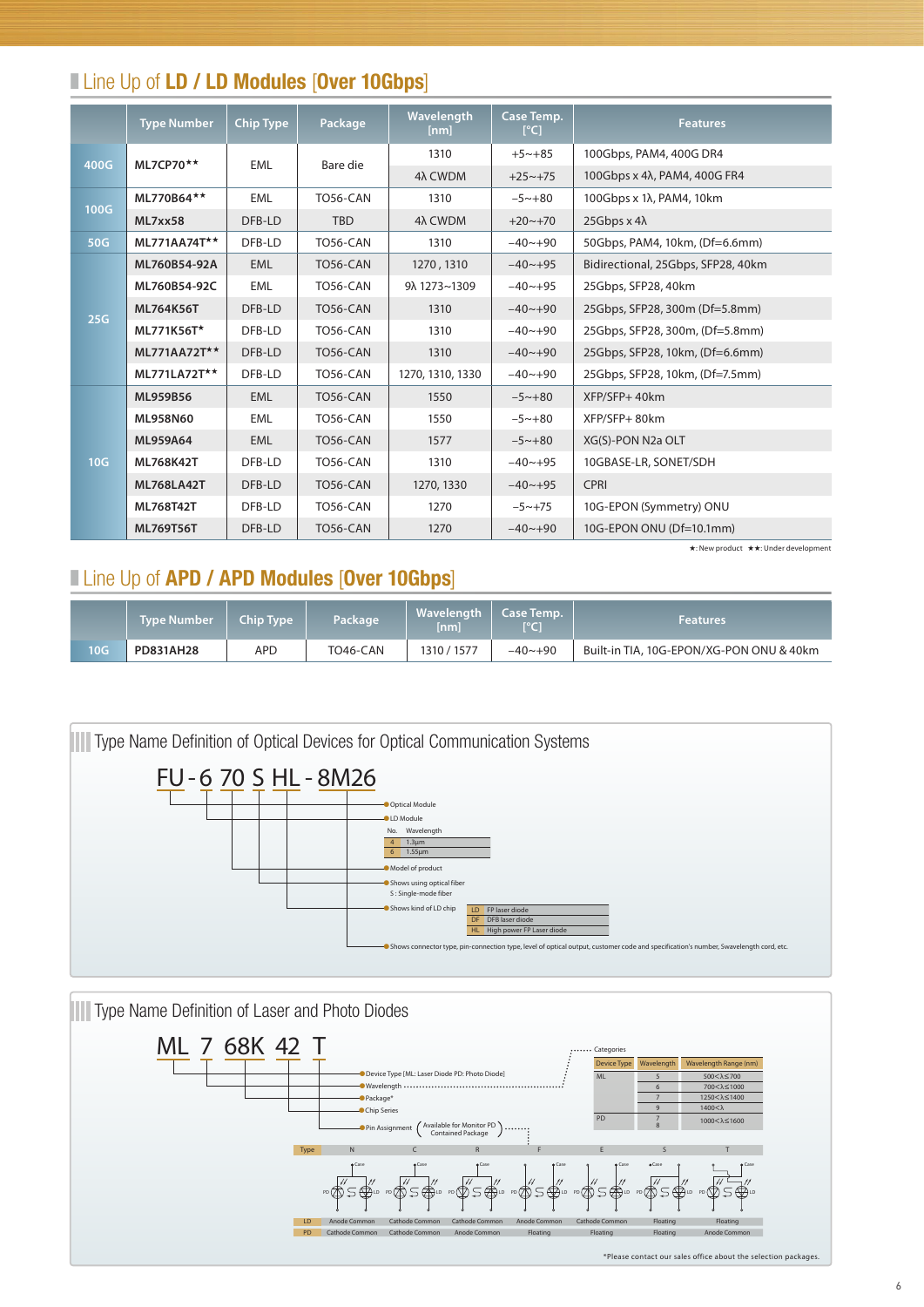## Line Up of LD / LD Modules [Over 10Gbps]

| | Type Number | Chip Type | Package | Wavelength [nm] | Case Temp. [°C] | Features |
|---|---|---|---|---|---|---|
| 400G | ML7CP70** | EML | Bare die | 1310 | +5~+85 | 100Gbps, PAM4, 400G DR4 |
| | | | | 4λ CWDM | +25~+75 | 100Gbps x 4λ, PAM4, 400G FR4 |
| 100G | ML770B64** | EML | TO56-CAN | 1310 | −5~+80 | 100Gbps x 1λ, PAM4, 10km |
| | ML7xx58 | DFB-LD | TBD | 4λ CWDM | +20~+70 | 25Gbps x 4λ |
| 50G | ML771AA74T** | DFB-LD | TO56-CAN | 1310 | −40~+90 | 50Gbps, PAM4, 10km, (Df=6.6mm) |
| 25G | ML760B54-92A | EML | TO56-CAN | 1270 , 1310 | −40~+95 | Bidirectional, 25Gbps, SFP28, 40km |
| | ML760B54-92C | EML | TO56-CAN | 9λ 1273~1309 | −40~+95 | 25Gbps, SFP28, 40km |
| | ML764K56T | DFB-LD | TO56-CAN | 1310 | −40~+90 | 25Gbps, SFP28, 300m (Df=5.8mm) |
| | ML771K56T* | DFB-LD | TO56-CAN | 1310 | −40~+90 | 25Gbps, SFP28, 300m, (Df=5.8mm) |
| | ML771AA72T** | DFB-LD | TO56-CAN | 1310 | −40~+90 | 25Gbps, SFP28, 10km, (Df=6.6mm) |
| | ML771LA72T** | DFB-LD | TO56-CAN | 1270, 1310, 1330 | −40~+90 | 25Gbps, SFP28, 10km, (Df=7.5mm) |
| 10G | ML959B56 | EML | TO56-CAN | 1550 | −5~+80 | XFP/SFP+ 40km |
| | ML958N60 | EML | TO56-CAN | 1550 | −5~+80 | XFP/SFP+ 80km |
| | ML959A64 | EML | TO56-CAN | 1577 | −5~+80 | XG(S)-PON N2a OLT |
| | ML768K42T | DFB-LD | TO56-CAN | 1310 | −40~+95 | 10GBASE-LR, SONET/SDH |
| | ML768LA42T | DFB-LD | TO56-CAN | 1270, 1330 | −40~+95 | CPRI |
| | ML768T42T | DFB-LD | TO56-CAN | 1270 | −5~+75 | 10G-EPON (Symmetry) ONU |
| | ML769T56T | DFB-LD | TO56-CAN | 1270 | −40~+90 | 10G-EPON ONU (Df=10.1mm) |

★: New product ★★: Under development

## Line Up of APD / APD Modules [Over 10Gbps]

| | Type Number | Chip Type | Package | Wavelength [nm] | Case Temp. [°C] | Features |
|---|---|---|---|---|---|---|
| 10G | PD831AH28 | APD | TO46-CAN | 1310 / 1577 | −40~+90 | Built-in TIA, 10G-EPON/XG-PON ONU & 40km |

## Type Name Definition of Optical Devices for Optical Communication Systems

FU - 6 70 S HL - 8M26

- FU: Optical Module
- FU: LD Module
- 6: Wavelength

| No. | Wavelength |
|---|---|
| 4 | 1.3μm |
| 6 | 1.55μm |

- 70: Model of product
- S: Shows using optical fiber
  - S : Single-mode fiber
- HL: Shows kind of LD chip

| | |
|---|---|
| LD | FP laser diode |
| DF | DFB laser diode |
| HL | High power FP Laser diode |

- 8M26: Shows connector type, pin-connection type, level of optical output, customer code and specification's number, Swavelength cord, etc.

## Type Name Definition of Laser and Photo Diodes

ML 7 68K 42 T

- ML: Device Type [ML: Laser Diode PD: Photo Diode]
- 7: Wavelength
- 68K: Package*
- 42: Chip Series
- T: Pin Assignment (Available for Monitor PD Contained Package)

Categories

| Device Type | Wavelength | Wavelength Range (nm) |
|---|---|---|
| ML | 5 | 500<λ≤700 |
| | 6 | 700<λ≤1000 |
| | 7 | 1250<λ≤1400 |
| | 9 | 1400<λ |
| PD | 7, 8 | 1000<λ≤1600 |

| Type | N | C | R | F | E | S | T |
|---|---|---|---|---|---|---|---|
| LD | Anode Common | Cathode Common | Cathode Common | Anode Common | Cathode Common | Floating | Floating |
| PD | Cathode Common | Cathode Common | Anode Common | Floating | Floating | Floating | Anode Common |

*Please contact our sales office about the selection packages.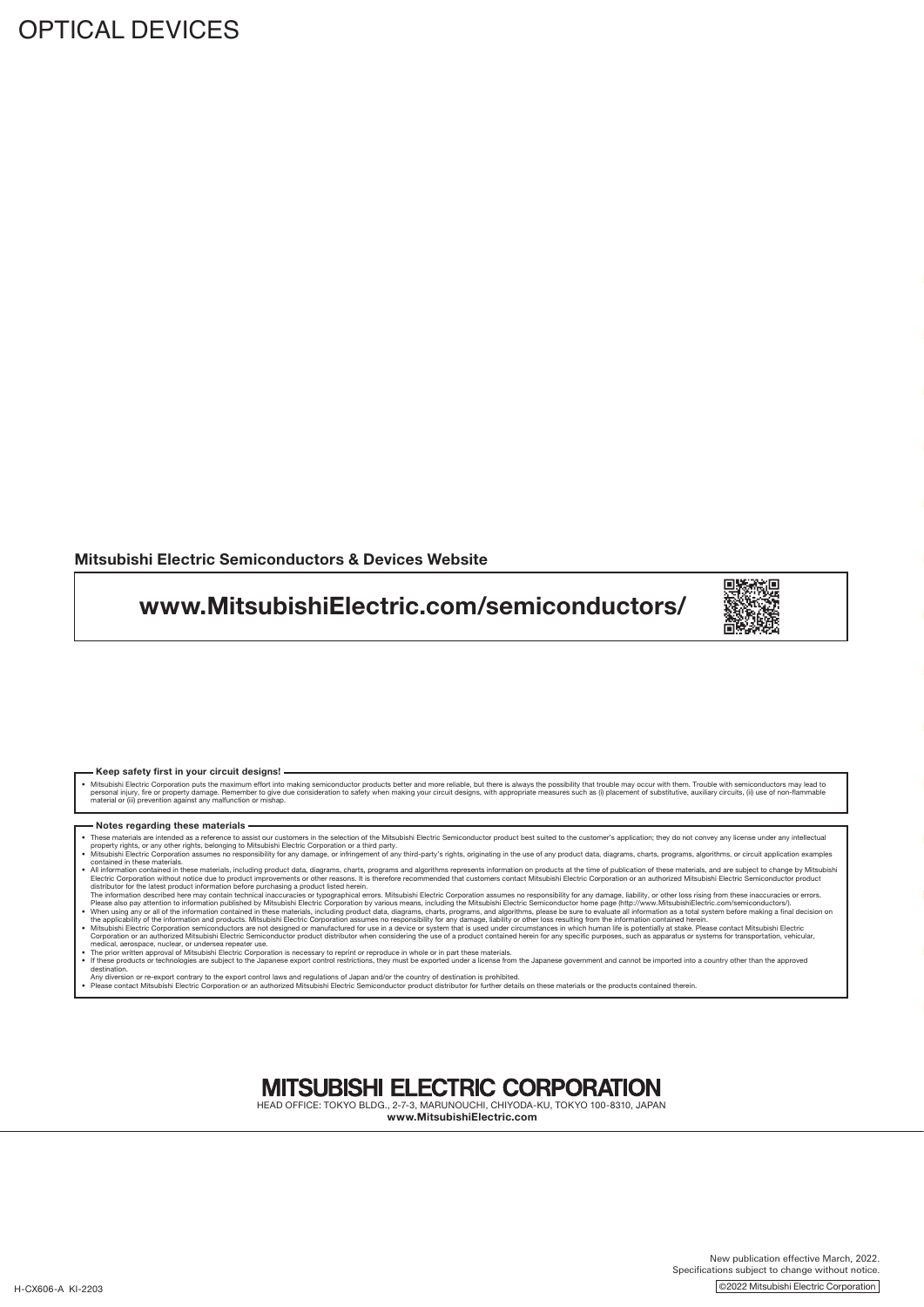# OPTICAL DEVICES

**Mitsubishi Electric Semiconductors & Devices Website**

## www.MitsubishiElectric.com/semiconductors/

**Keep safety first in your circuit designs!**

- Mitsubishi Electric Corporation puts the maximum effort into making semiconductor products better and more reliable, but there is always the possibility that trouble may occur with them. Trouble with semiconductors may lead to personal injury, fire or property damage. Remember to give due consideration to safety when making your circuit designs, with appropriate measures such as (i) placement of substitutive, auxiliary circuits, (ii) use of non-flammable material or (iii) prevention against any malfunction or mishap.

**Notes regarding these materials**

- These materials are intended as a reference to assist our customers in the selection of the Mitsubishi Electric Semiconductor product best suited to the customer's application; they do not convey any license under any intellectual property rights, or any other rights, belonging to Mitsubishi Electric Corporation or a third party.
- Mitsubishi Electric Corporation assumes no responsibility for any damage, or infringement of any third-party's rights, originating in the use of any product data, diagrams, charts, programs, algorithms, or circuit application examples contained in these materials.
- All information contained in these materials, including product data, diagrams, charts, programs and algorithms represents information on products at the time of publication of these materials, and are subject to change by Mitsubishi Electric Corporation without notice due to product improvements or other reasons. It is therefore recommended that customers contact Mitsubishi Electric Corporation or an authorized Mitsubishi Electric Semiconductor product distributor for the latest product information before purchasing a product listed herein.
  The information described here may contain technical inaccuracies or typographical errors. Mitsubishi Electric Corporation assumes no responsibility for any damage, liability, or other loss rising from these inaccuracies or errors.
  Please also pay attention to information published by Mitsubishi Electric Corporation by various means, including the Mitsubishi Electric Semiconductor home page (http://www.MitsubishiElectric.com/semiconductors/).
- When using any or all of the information contained in these materials, including product data, diagrams, charts, programs, and algorithms, please be sure to evaluate all information as a total system before making a final decision on the applicability of the information and products. Mitsubishi Electric Corporation assumes no responsibility for any damage, liability or other loss resulting from the information contained herein.
- Mitsubishi Electric Corporation semiconductors are not designed or manufactured for use in a device or system that is used under circumstances in which human life is potentially at stake. Please contact Mitsubishi Electric Corporation or an authorized Mitsubishi Electric Semiconductor product distributor when considering the use of a product contained herein for any specific purposes, such as apparatus or systems for transportation, vehicular, medical, aerospace, nuclear, or undersea repeater use.
- The prior written approval of Mitsubishi Electric Corporation is necessary to reprint or reproduce in whole or in part these materials.
- If these products or technologies are subject to the Japanese export control restrictions, they must be exported under a license from the Japanese government and cannot be imported into a country other than the approved destination.
  Any diversion or re-export contrary to the export control laws and regulations of Japan and/or the country of destination is prohibited.
- Please contact Mitsubishi Electric Corporation or an authorized Mitsubishi Electric Semiconductor product distributor for further details on these materials or the products contained therein.

**MITSUBISHI ELECTRIC CORPORATION**

HEAD OFFICE: TOKYO BLDG., 2-7-3, MARUNOUCHI, CHIYODA-KU, TOKYO 100-8310, JAPAN

**www.MitsubishiElectric.com**

New publication effective March, 2022.
Specifications subject to change without notice.

H-CX606-A KI-2203

©2022 Mitsubishi Electric Corporation